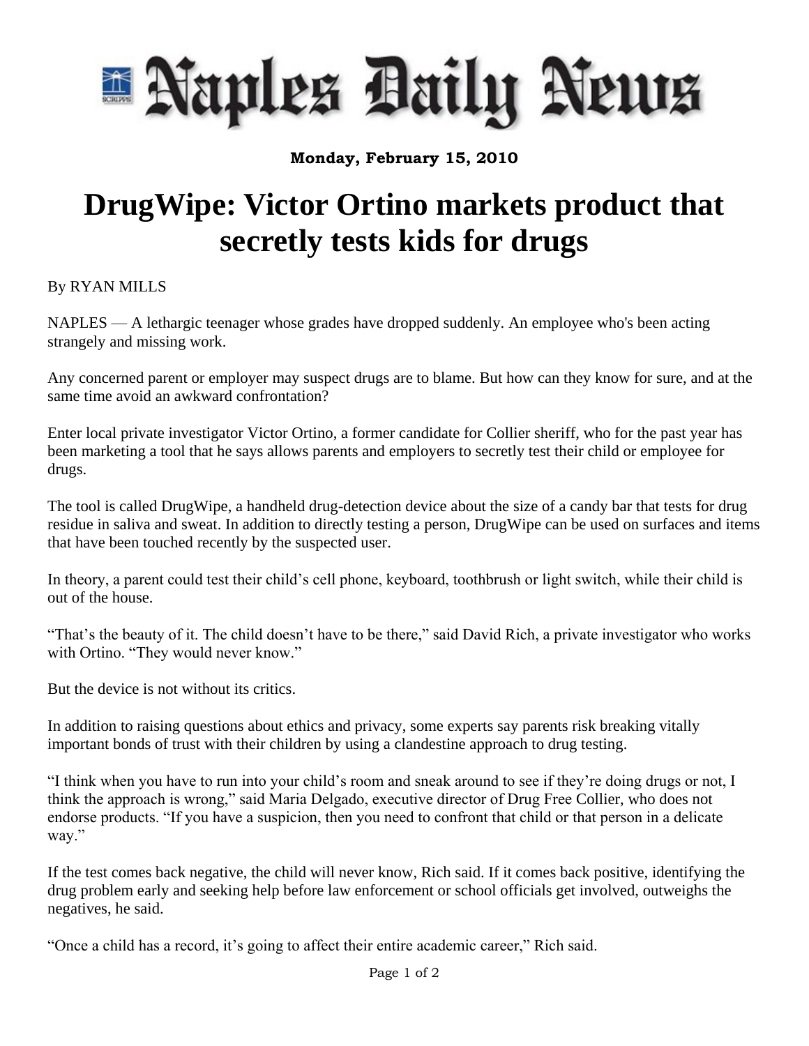# Naples Daily News

**Monday, February 15, 2010**

# DrugWipe: Victor Ortino markets product that secretly tests kids for drugs

By RYAN MILLS

NAPLES — A lethargic teenager whose grades have dropped suddenly. An employee who's been acting strangely and missing work.

Any concerned parent or employer may suspect drugs are to blame. But how can they know for sure, and at the same time avoid an awkward confrontation?

Enter local private investigator Victor Ortino, a former candidate for Collier sheriff, who for the past year has been marketing a tool that he says allows parents and employers to secretly test their child or employee for drugs.

The tool is called DrugWipe, a handheld drug-detection device about the size of a candy bar that tests for drug residue in saliva and sweat. In addition to directly testing a person, DrugWipe can be used on surfaces and items that have been touched recently by the suspected user.

In theory, a parent could test their child's cell phone, keyboard, toothbrush or light switch, while their child is out of the house.

"That's the beauty of it. The child doesn't have to be there," said David Rich, a private investigator who works with Ortino. "They would never know."

But the device is not without its critics.

In addition to raising questions about ethics and privacy, some experts say parents risk breaking vitally important bonds of trust with their children by using a clandestine approach to drug testing.

"I think when you have to run into your child's room and sneak around to see if they're doing drugs or not, I think the approach is wrong," said Maria Delgado, executive director of Drug Free Collier, who does not endorse products. "If you have a suspicion, then you need to confront that child or that person in a delicate way."

If the test comes back negative, the child will never know, Rich said. If it comes back positive, identifying the drug problem early and seeking help before law enforcement or school officials get involved, outweighs the negatives, he said.

"Once a child has a record, it's going to affect their entire academic career," Rich said.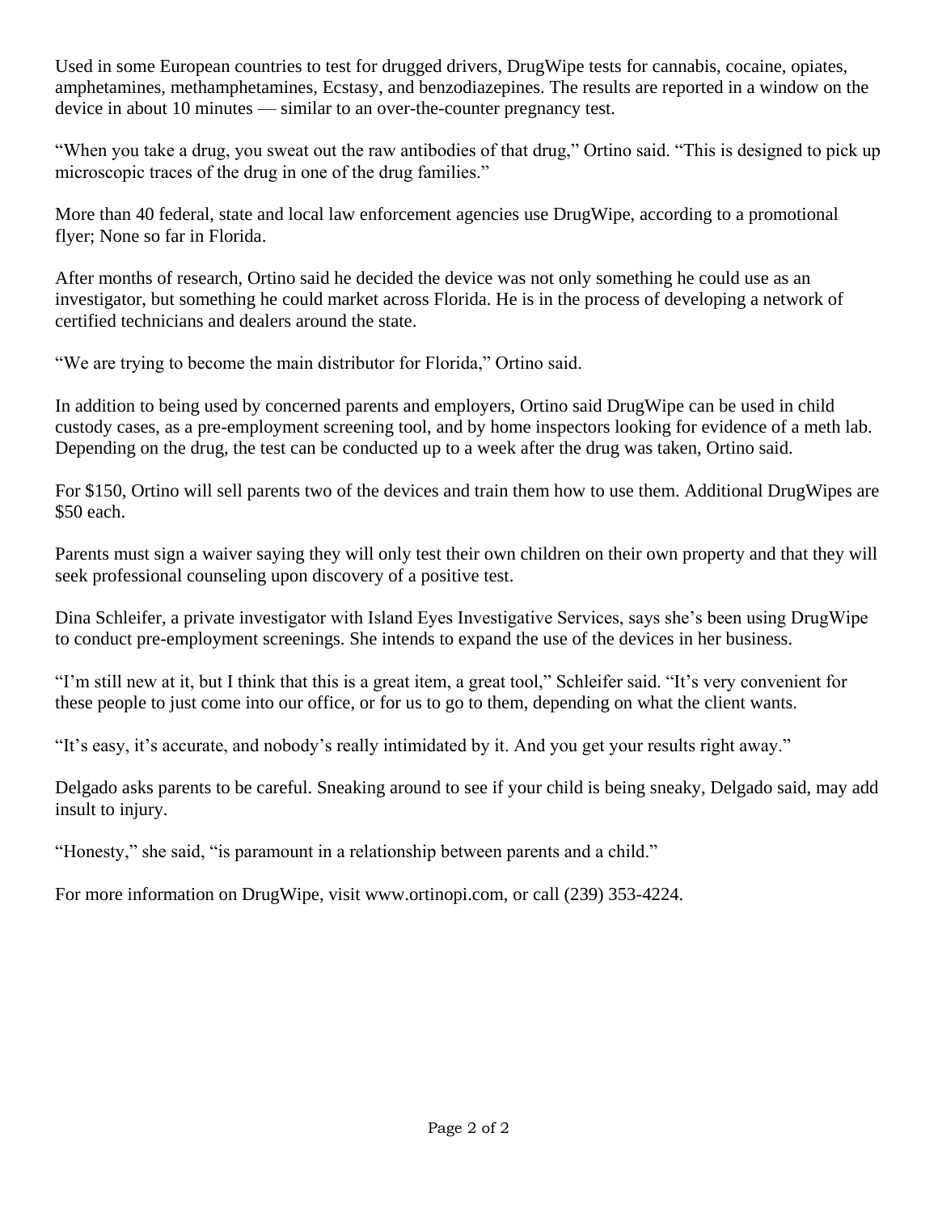Used in some European countries to test for drugged drivers, DrugWipe tests for cannabis, cocaine, opiates, amphetamines, methamphetamines, Ecstasy, and benzodiazepines. The results are reported in a window on the device in about 10 minutes — similar to an over-the-counter pregnancy test.

"When you take a drug, you sweat out the raw antibodies of that drug," Ortino said. "This is designed to pick up microscopic traces of the drug in one of the drug families."

More than 40 federal, state and local law enforcement agencies use DrugWipe, according to a promotional flyer; None so far in Florida.

After months of research, Ortino said he decided the device was not only something he could use as an investigator, but something he could market across Florida. He is in the process of developing a network of certified technicians and dealers around the state.

"We are trying to become the main distributor for Florida," Ortino said.

In addition to being used by concerned parents and employers, Ortino said DrugWipe can be used in child custody cases, as a pre-employment screening tool, and by home inspectors looking for evidence of a meth lab. Depending on the drug, the test can be conducted up to a week after the drug was taken, Ortino said.

For $150, Ortino will sell parents two of the devices and train them how to use them. Additional DrugWipes are $50 each.

Parents must sign a waiver saying they will only test their own children on their own property and that they will seek professional counseling upon discovery of a positive test.

Dina Schleifer, a private investigator with Island Eyes Investigative Services, says she's been using DrugWipe to conduct pre-employment screenings. She intends to expand the use of the devices in her business.

"I'm still new at it, but I think that this is a great item, a great tool," Schleifer said. "It's very convenient for these people to just come into our office, or for us to go to them, depending on what the client wants.

"It's easy, it's accurate, and nobody's really intimidated by it. And you get your results right away."

Delgado asks parents to be careful. Sneaking around to see if your child is being sneaky, Delgado said, may add insult to injury.

"Honesty," she said, "is paramount in a relationship between parents and a child."

For more information on DrugWipe, visit www.ortinopi.com, or call (239) 353-4224.